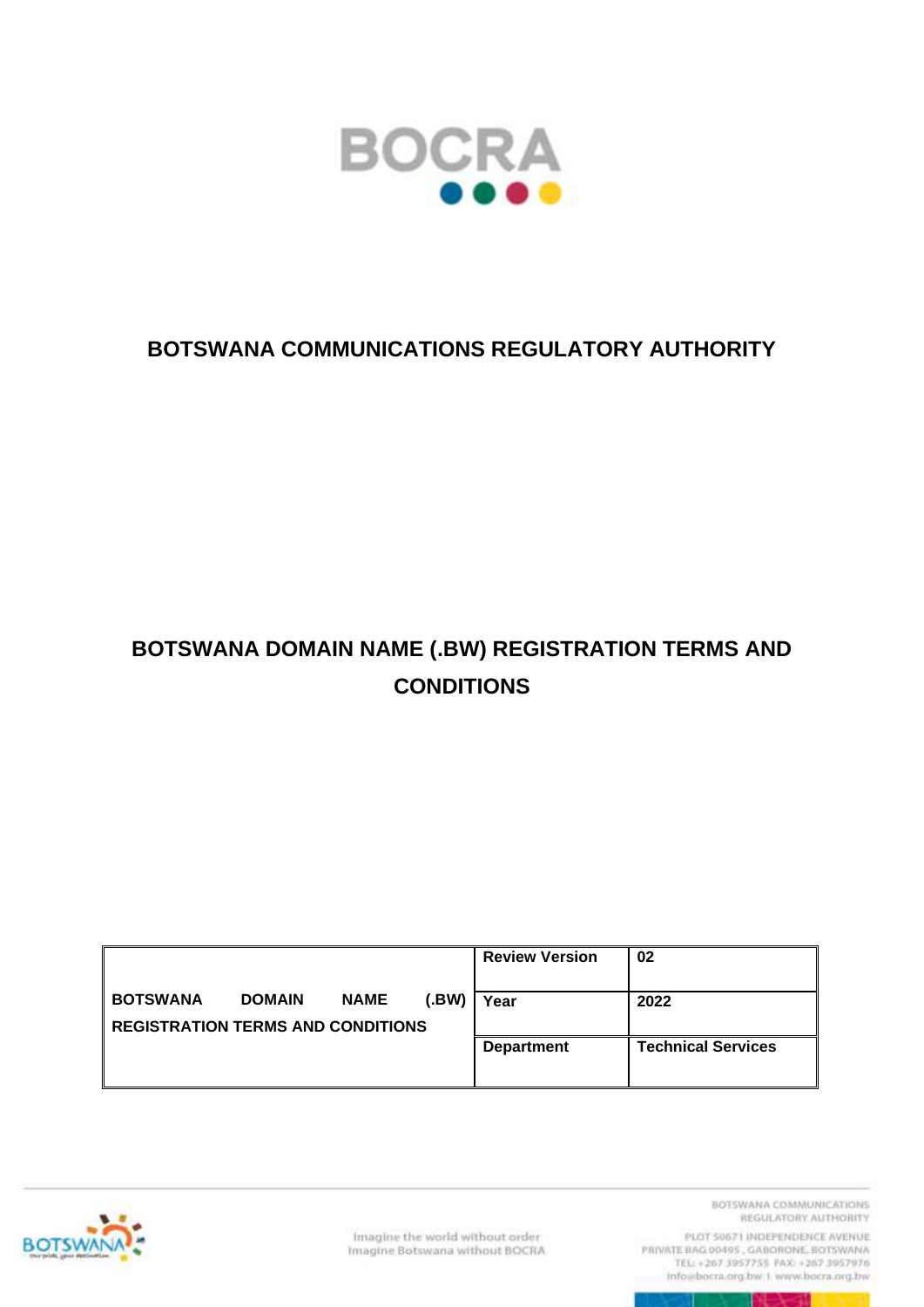BOCRA

# BOTSWANA COMMUNICATIONS REGULATORY AUTHORITY

# BOTSWANA DOMAIN NAME (.BW) REGISTRATION TERMS AND CONDITIONS

| BOTSWANA DOMAIN NAME (.BW) REGISTRATION TERMS AND CONDITIONS | Review Version | 02 |
|---|---|---|
| | Year | 2022 |
| | Department | Technical Services |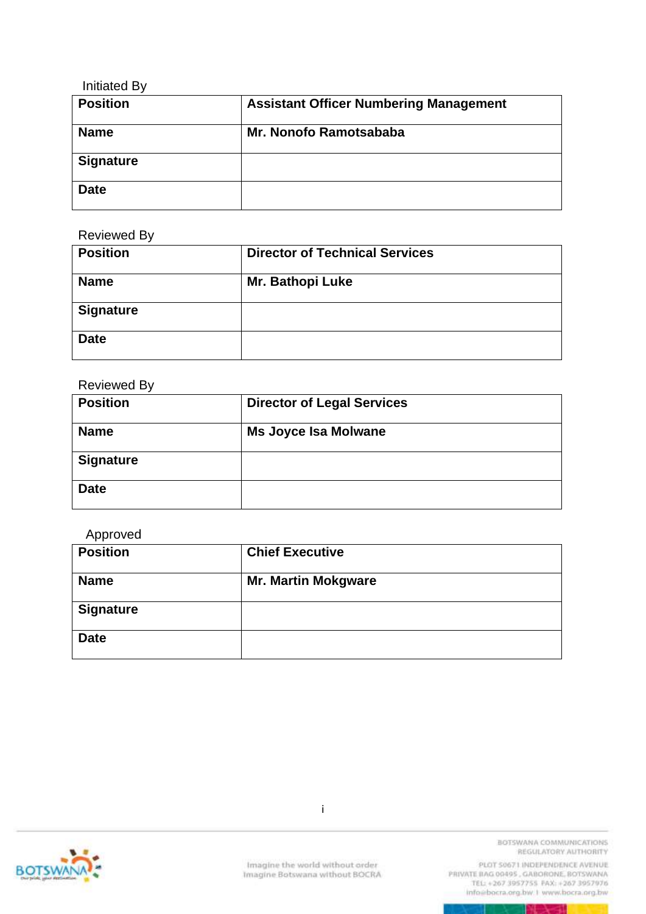Initiated By

| Position | Assistant Officer Numbering Management |
|---|---|
| Name | Mr. Nonofo Ramotsababa |
| Signature | |
| Date | |

Reviewed By

| Position | Director of Technical Services |
|---|---|
| Name | Mr. Bathopi Luke |
| Signature | |
| Date | |

Reviewed By

| Position | Director of Legal Services |
|---|---|
| Name | Ms Joyce Isa Molwane |
| Signature | |
| Date | |

Approved

| Position | Chief Executive |
|---|---|
| Name | Mr. Martin Mokgware |
| Signature | |
| Date | |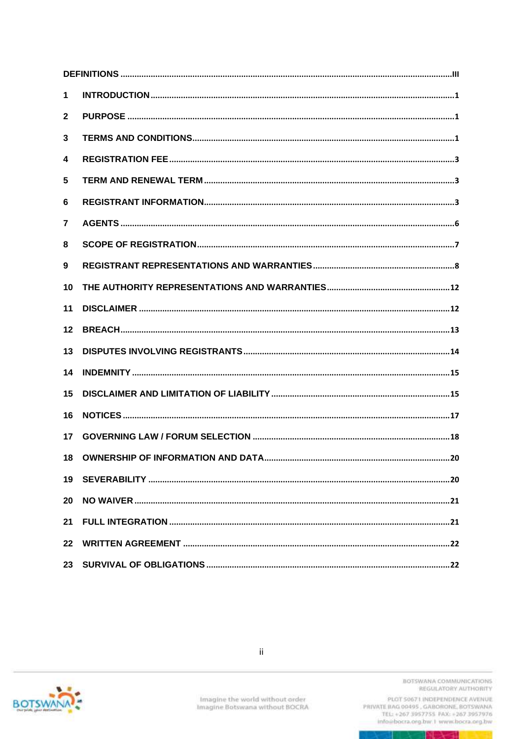| | | |
|---|---|---|
| **DEFINITIONS** | | **III** |
| **1** | **INTRODUCTION** | **1** |
| **2** | **PURPOSE** | **1** |
| **3** | **TERMS AND CONDITIONS** | **1** |
| **4** | **REGISTRATION FEE** | **3** |
| **5** | **TERM AND RENEWAL TERM** | **3** |
| **6** | **REGISTRANT INFORMATION** | **3** |
| **7** | **AGENTS** | **6** |
| **8** | **SCOPE OF REGISTRATION** | **7** |
| **9** | **REGISTRANT REPRESENTATIONS AND WARRANTIES** | **8** |
| **10** | **THE AUTHORITY REPRESENTATIONS AND WARRANTIES** | **12** |
| **11** | **DISCLAIMER** | **12** |
| **12** | **BREACH** | **13** |
| **13** | **DISPUTES INVOLVING REGISTRANTS** | **14** |
| **14** | **INDEMNITY** | **15** |
| **15** | **DISCLAIMER AND LIMITATION OF LIABILITY** | **15** |
| **16** | **NOTICES** | **17** |
| **17** | **GOVERNING LAW / FORUM SELECTION** | **18** |
| **18** | **OWNERSHIP OF INFORMATION AND DATA** | **20** |
| **19** | **SEVERABILITY** | **20** |
| **20** | **NO WAIVER** | **21** |
| **21** | **FULL INTEGRATION** | **21** |
| **22** | **WRITTEN AGREEMENT** | **22** |
| **23** | **SURVIVAL OF OBLIGATIONS** | **22** |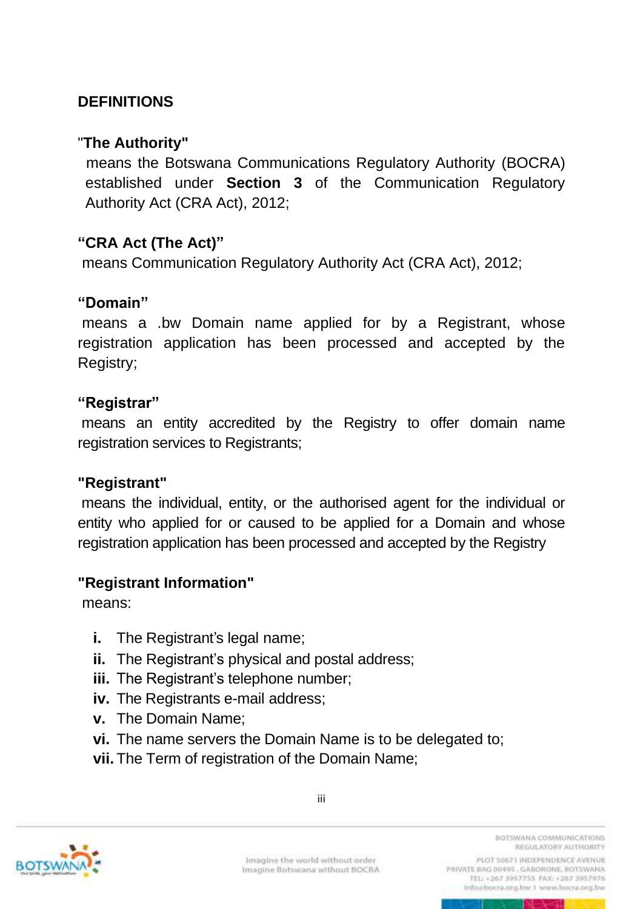## DEFINITIONS

**"The Authority"**

means the Botswana Communications Regulatory Authority (BOCRA) established under **Section 3** of the Communication Regulatory Authority Act (CRA Act), 2012;

**"CRA Act (The Act)"**

means Communication Regulatory Authority Act (CRA Act), 2012;

**"Domain"**

means a .bw Domain name applied for by a Registrant, whose registration application has been processed and accepted by the Registry;

**"Registrar"**

means an entity accredited by the Registry to offer domain name registration services to Registrants;

**"Registrant"**

means the individual, entity, or the authorised agent for the individual or entity who applied for or caused to be applied for a Domain and whose registration application has been processed and accepted by the Registry

**"Registrant Information"**

means:

- **i.** The Registrant's legal name;
- **ii.** The Registrant's physical and postal address;
- **iii.** The Registrant's telephone number;
- **iv.** The Registrants e-mail address;
- **v.** The Domain Name;
- **vi.** The name servers the Domain Name is to be delegated to;
- **vii.** The Term of registration of the Domain Name;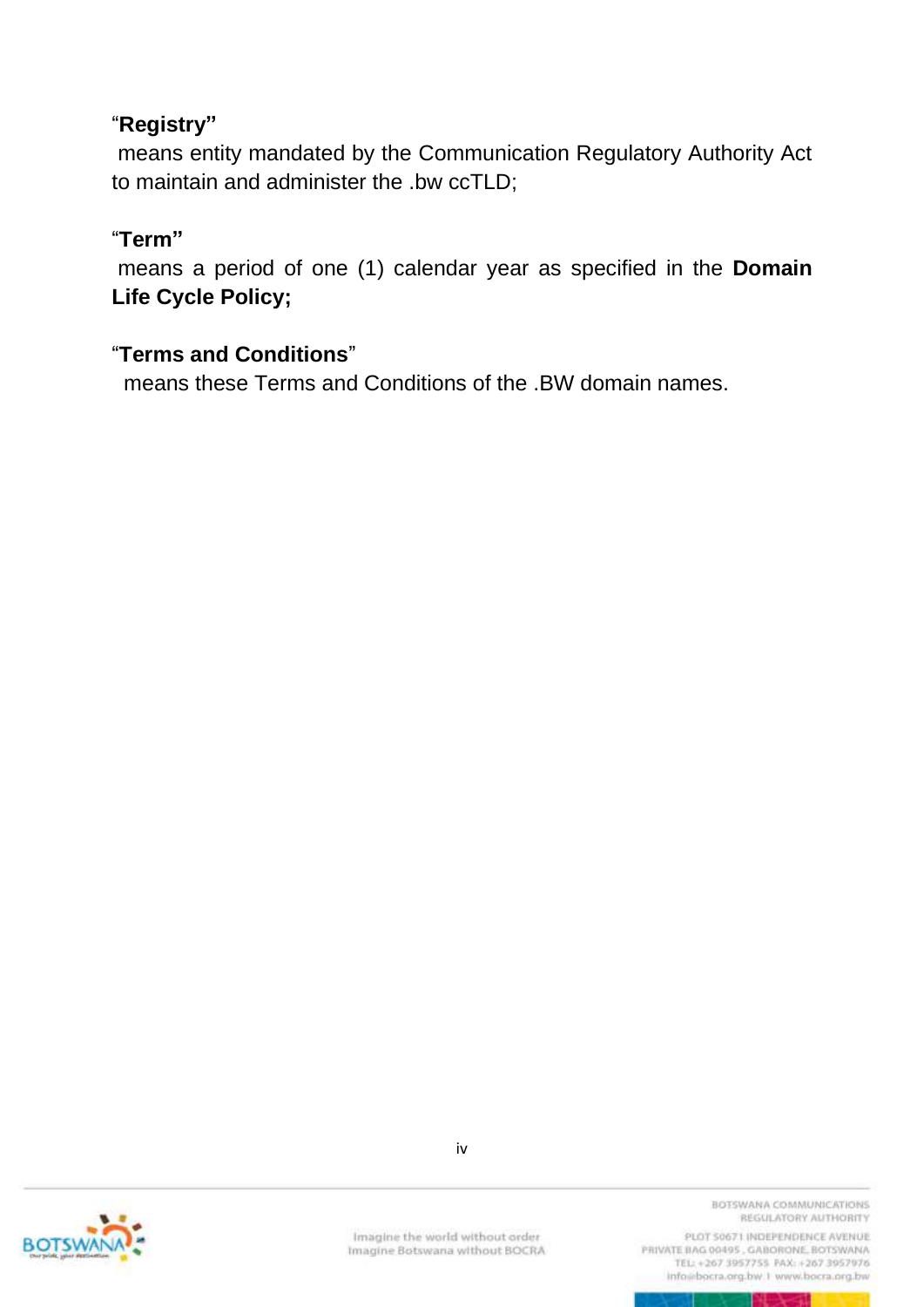“**Registry”**

means entity mandated by the Communication Regulatory Authority Act to maintain and administer the .bw ccTLD;

“**Term”**

means a period of one (1) calendar year as specified in the **Domain Life Cycle Policy;**

“**Terms and Conditions**”

means these Terms and Conditions of the .BW domain names.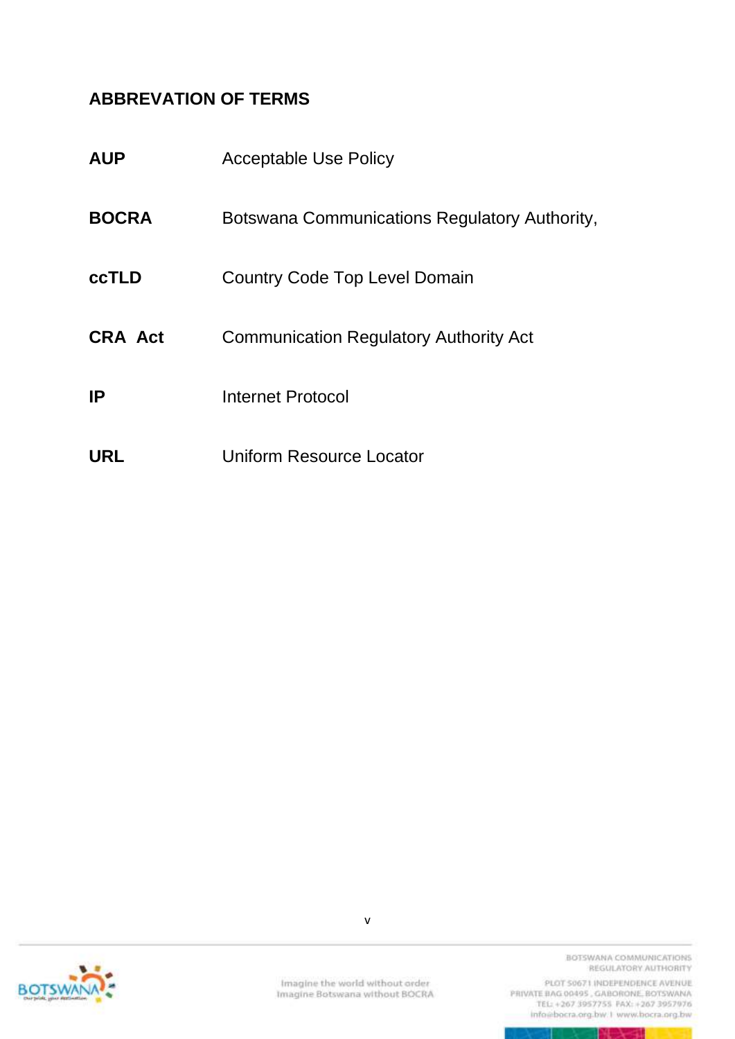## ABBREVATION OF TERMS

| | |
|---|---|
| **AUP** | Acceptable Use Policy |
| **BOCRA** | Botswana Communications Regulatory Authority, |
| **ccTLD** | Country Code Top Level Domain |
| **CRA Act** | Communication Regulatory Authority Act |
| **IP** | Internet Protocol |
| **URL** | Uniform Resource Locator |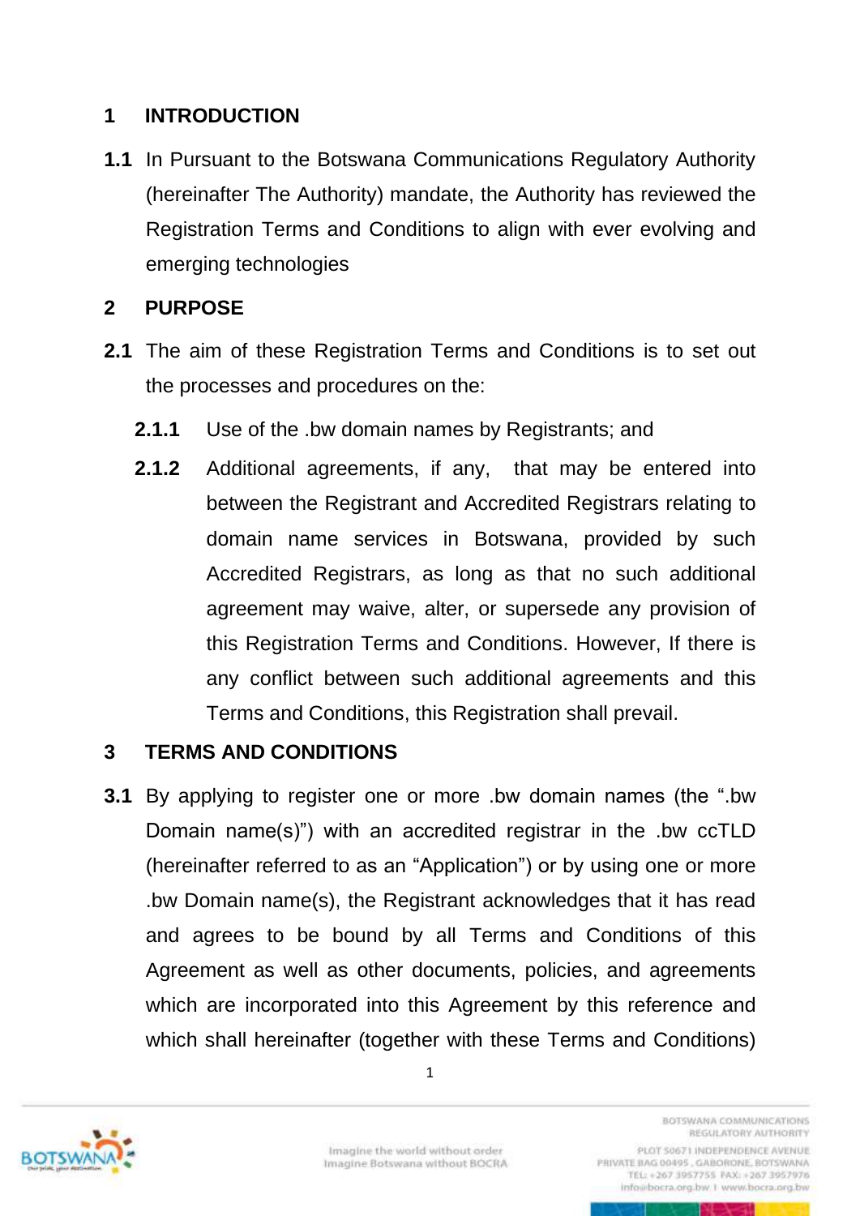## 1 INTRODUCTION

**1.1** In Pursuant to the Botswana Communications Regulatory Authority (hereinafter The Authority) mandate, the Authority has reviewed the Registration Terms and Conditions to align with ever evolving and emerging technologies

## 2 PURPOSE

**2.1** The aim of these Registration Terms and Conditions is to set out the processes and procedures on the:

**2.1.1** Use of the .bw domain names by Registrants; and

**2.1.2** Additional agreements, if any, that may be entered into between the Registrant and Accredited Registrars relating to domain name services in Botswana, provided by such Accredited Registrars, as long as that no such additional agreement may waive, alter, or supersede any provision of this Registration Terms and Conditions. However, If there is any conflict between such additional agreements and this Terms and Conditions, this Registration shall prevail.

## 3 TERMS AND CONDITIONS

**3.1** By applying to register one or more .bw domain names (the ".bw Domain name(s)") with an accredited registrar in the .bw ccTLD (hereinafter referred to as an "Application") or by using one or more .bw Domain name(s), the Registrant acknowledges that it has read and agrees to be bound by all Terms and Conditions of this Agreement as well as other documents, policies, and agreements which are incorporated into this Agreement by this reference and which shall hereinafter (together with these Terms and Conditions)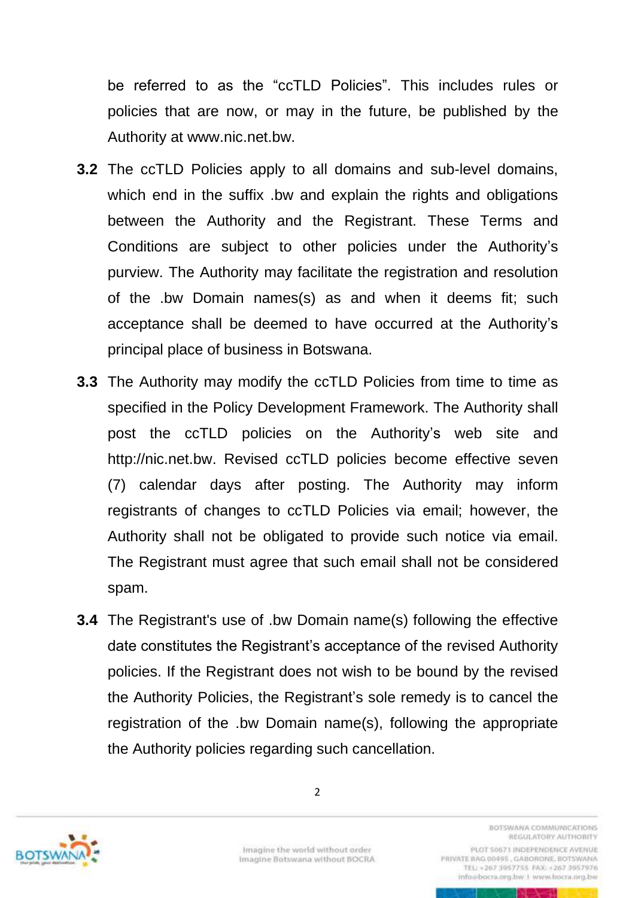be referred to as the “ccTLD Policies”. This includes rules or policies that are now, or may in the future, be published by the Authority at www.nic.net.bw.

**3.2** The ccTLD Policies apply to all domains and sub-level domains, which end in the suffix .bw and explain the rights and obligations between the Authority and the Registrant. These Terms and Conditions are subject to other policies under the Authority’s purview. The Authority may facilitate the registration and resolution of the .bw Domain names(s) as and when it deems fit; such acceptance shall be deemed to have occurred at the Authority’s principal place of business in Botswana.

**3.3** The Authority may modify the ccTLD Policies from time to time as specified in the Policy Development Framework. The Authority shall post the ccTLD policies on the Authority’s web site and http://nic.net.bw. Revised ccTLD policies become effective seven (7) calendar days after posting. The Authority may inform registrants of changes to ccTLD Policies via email; however, the Authority shall not be obligated to provide such notice via email. The Registrant must agree that such email shall not be considered spam.

**3.4** The Registrant's use of .bw Domain name(s) following the effective date constitutes the Registrant’s acceptance of the revised Authority policies. If the Registrant does not wish to be bound by the revised the Authority Policies, the Registrant’s sole remedy is to cancel the registration of the .bw Domain name(s), following the appropriate the Authority policies regarding such cancellation.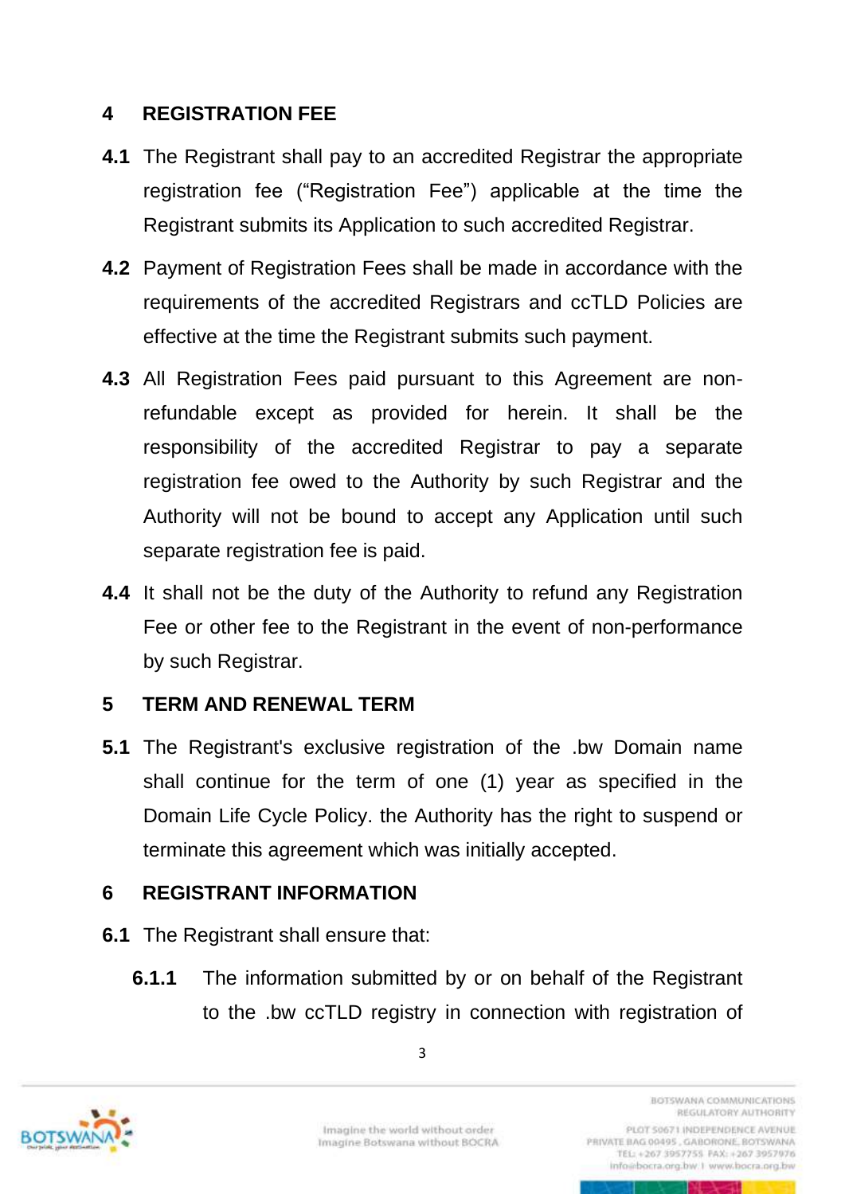## 4 REGISTRATION FEE

**4.1** The Registrant shall pay to an accredited Registrar the appropriate registration fee ("Registration Fee") applicable at the time the Registrant submits its Application to such accredited Registrar.

**4.2** Payment of Registration Fees shall be made in accordance with the requirements of the accredited Registrars and ccTLD Policies are effective at the time the Registrant submits such payment.

**4.3** All Registration Fees paid pursuant to this Agreement are non-refundable except as provided for herein. It shall be the responsibility of the accredited Registrar to pay a separate registration fee owed to the Authority by such Registrar and the Authority will not be bound to accept any Application until such separate registration fee is paid.

**4.4** It shall not be the duty of the Authority to refund any Registration Fee or other fee to the Registrant in the event of non-performance by such Registrar.

## 5 TERM AND RENEWAL TERM

**5.1** The Registrant's exclusive registration of the .bw Domain name shall continue for the term of one (1) year as specified in the Domain Life Cycle Policy. the Authority has the right to suspend or terminate this agreement which was initially accepted.

## 6 REGISTRANT INFORMATION

**6.1** The Registrant shall ensure that:

**6.1.1** The information submitted by or on behalf of the Registrant to the .bw ccTLD registry in connection with registration of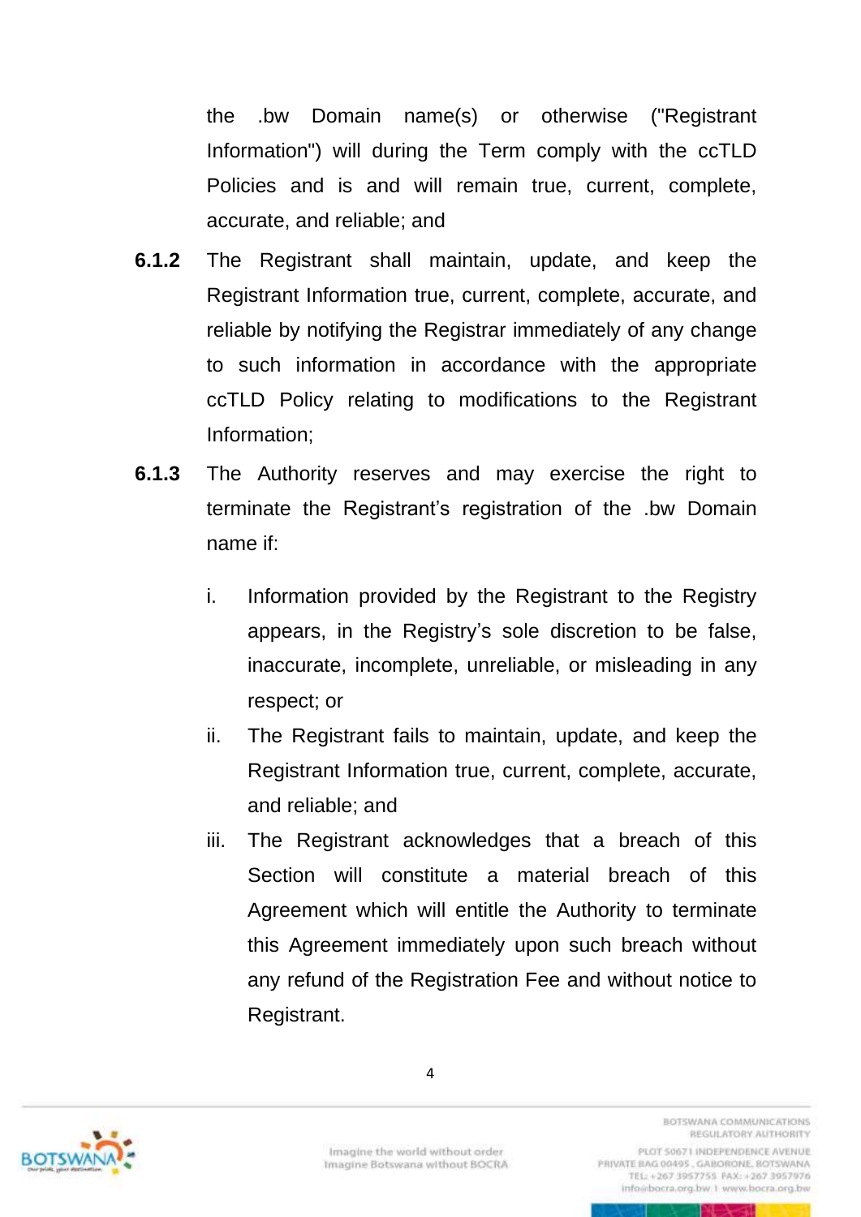the .bw Domain name(s) or otherwise ("Registrant Information") will during the Term comply with the ccTLD Policies and is and will remain true, current, complete, accurate, and reliable; and

**6.1.2** The Registrant shall maintain, update, and keep the Registrant Information true, current, complete, accurate, and reliable by notifying the Registrar immediately of any change to such information in accordance with the appropriate ccTLD Policy relating to modifications to the Registrant Information;

**6.1.3** The Authority reserves and may exercise the right to terminate the Registrant's registration of the .bw Domain name if:

i. Information provided by the Registrant to the Registry appears, in the Registry's sole discretion to be false, inaccurate, incomplete, unreliable, or misleading in any respect; or

ii. The Registrant fails to maintain, update, and keep the Registrant Information true, current, complete, accurate, and reliable; and

iii. The Registrant acknowledges that a breach of this Section will constitute a material breach of this Agreement which will entitle the Authority to terminate this Agreement immediately upon such breach without any refund of the Registration Fee and without notice to Registrant.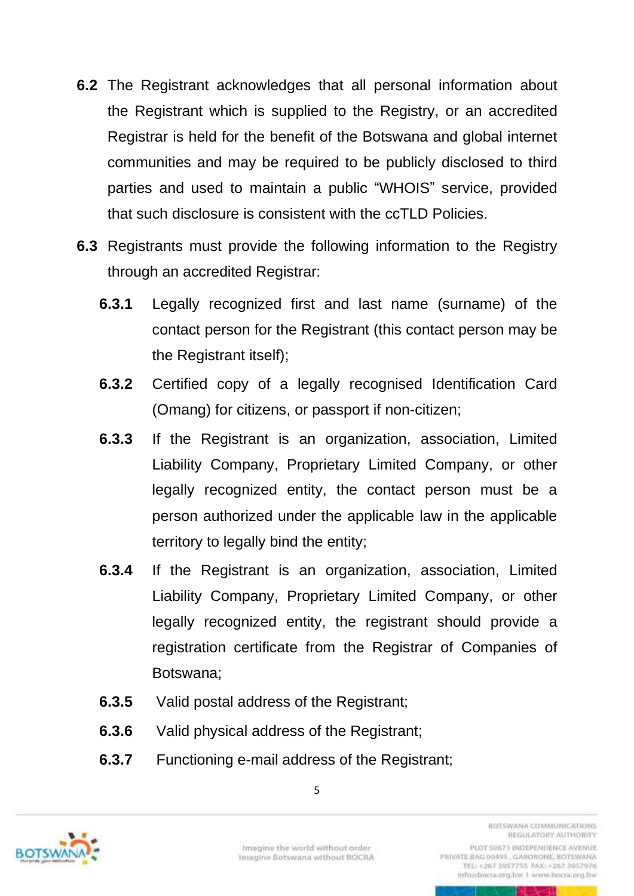**6.2** The Registrant acknowledges that all personal information about the Registrant which is supplied to the Registry, or an accredited Registrar is held for the benefit of the Botswana and global internet communities and may be required to be publicly disclosed to third parties and used to maintain a public "WHOIS" service, provided that such disclosure is consistent with the ccTLD Policies.

**6.3** Registrants must provide the following information to the Registry through an accredited Registrar:

**6.3.1** Legally recognized first and last name (surname) of the contact person for the Registrant (this contact person may be the Registrant itself);

**6.3.2** Certified copy of a legally recognised Identification Card (Omang) for citizens, or passport if non-citizen;

**6.3.3** If the Registrant is an organization, association, Limited Liability Company, Proprietary Limited Company, or other legally recognized entity, the contact person must be a person authorized under the applicable law in the applicable territory to legally bind the entity;

**6.3.4** If the Registrant is an organization, association, Limited Liability Company, Proprietary Limited Company, or other legally recognized entity, the registrant should provide a registration certificate from the Registrar of Companies of Botswana;

**6.3.5** Valid postal address of the Registrant;

**6.3.6** Valid physical address of the Registrant;

**6.3.7** Functioning e-mail address of the Registrant;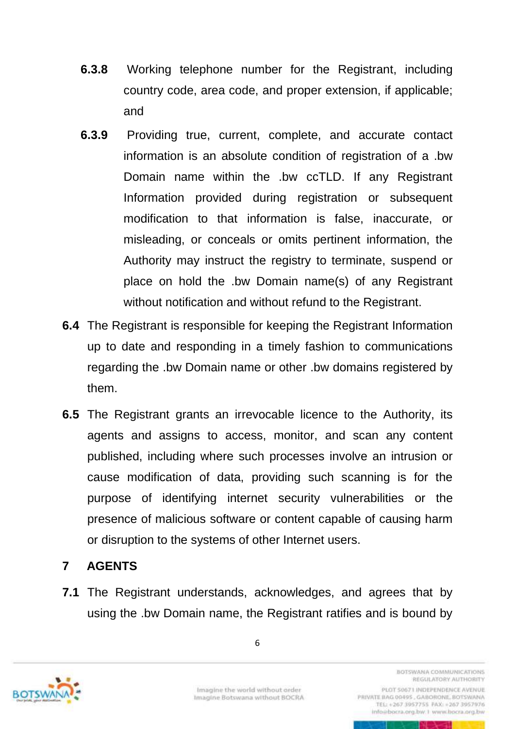**6.3.8** Working telephone number for the Registrant, including country code, area code, and proper extension, if applicable; and

**6.3.9** Providing true, current, complete, and accurate contact information is an absolute condition of registration of a .bw Domain name within the .bw ccTLD. If any Registrant Information provided during registration or subsequent modification to that information is false, inaccurate, or misleading, or conceals or omits pertinent information, the Authority may instruct the registry to terminate, suspend or place on hold the .bw Domain name(s) of any Registrant without notification and without refund to the Registrant.

**6.4** The Registrant is responsible for keeping the Registrant Information up to date and responding in a timely fashion to communications regarding the .bw Domain name or other .bw domains registered by them.

**6.5** The Registrant grants an irrevocable licence to the Authority, its agents and assigns to access, monitor, and scan any content published, including where such processes involve an intrusion or cause modification of data, providing such scanning is for the purpose of identifying internet security vulnerabilities or the presence of malicious software or content capable of causing harm or disruption to the systems of other Internet users.

## 7 AGENTS

**7.1** The Registrant understands, acknowledges, and agrees that by using the .bw Domain name, the Registrant ratifies and is bound by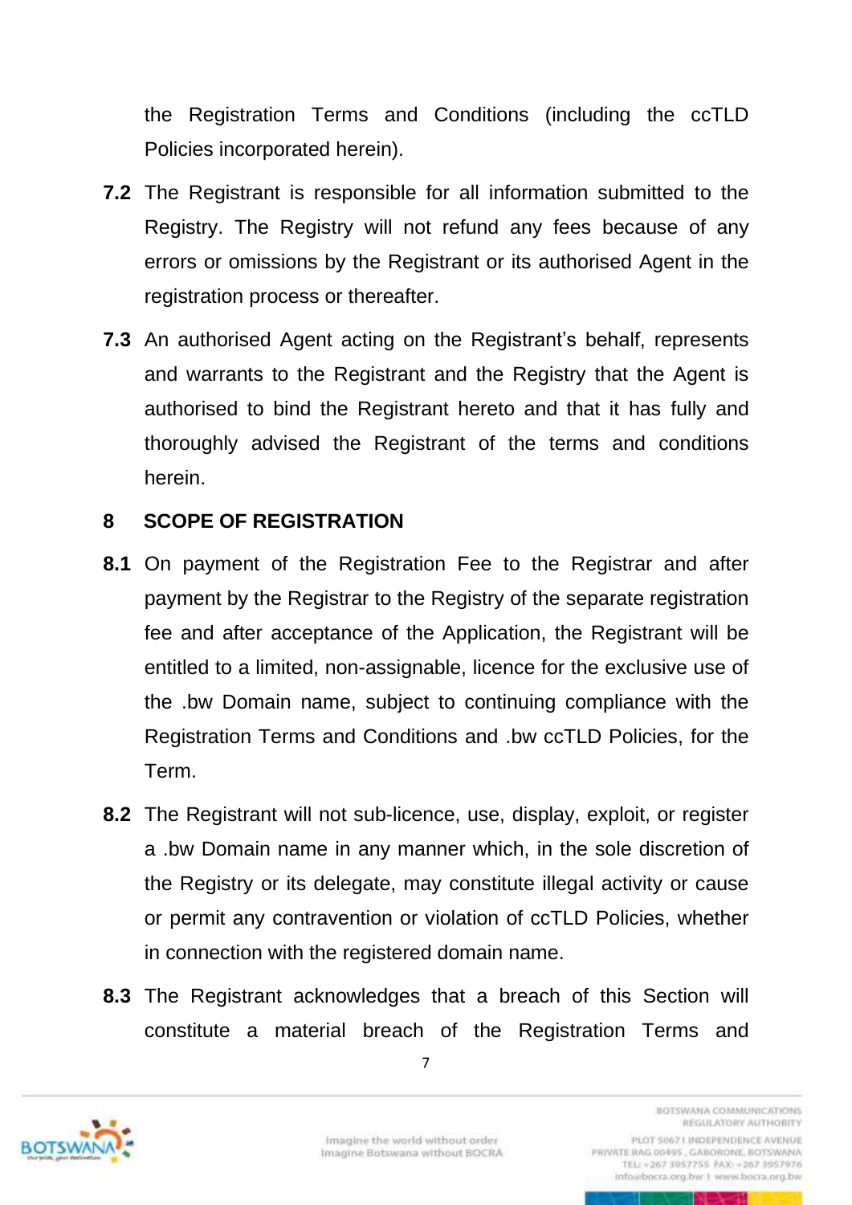the Registration Terms and Conditions (including the ccTLD Policies incorporated herein).

**7.2** The Registrant is responsible for all information submitted to the Registry. The Registry will not refund any fees because of any errors or omissions by the Registrant or its authorised Agent in the registration process or thereafter.

**7.3** An authorised Agent acting on the Registrant's behalf, represents and warrants to the Registrant and the Registry that the Agent is authorised to bind the Registrant hereto and that it has fully and thoroughly advised the Registrant of the terms and conditions herein.

## 8 SCOPE OF REGISTRATION

**8.1** On payment of the Registration Fee to the Registrar and after payment by the Registrar to the Registry of the separate registration fee and after acceptance of the Application, the Registrant will be entitled to a limited, non-assignable, licence for the exclusive use of the .bw Domain name, subject to continuing compliance with the Registration Terms and Conditions and .bw ccTLD Policies, for the Term.

**8.2** The Registrant will not sub-licence, use, display, exploit, or register a .bw Domain name in any manner which, in the sole discretion of the Registry or its delegate, may constitute illegal activity or cause or permit any contravention or violation of ccTLD Policies, whether in connection with the registered domain name.

**8.3** The Registrant acknowledges that a breach of this Section will constitute a material breach of the Registration Terms and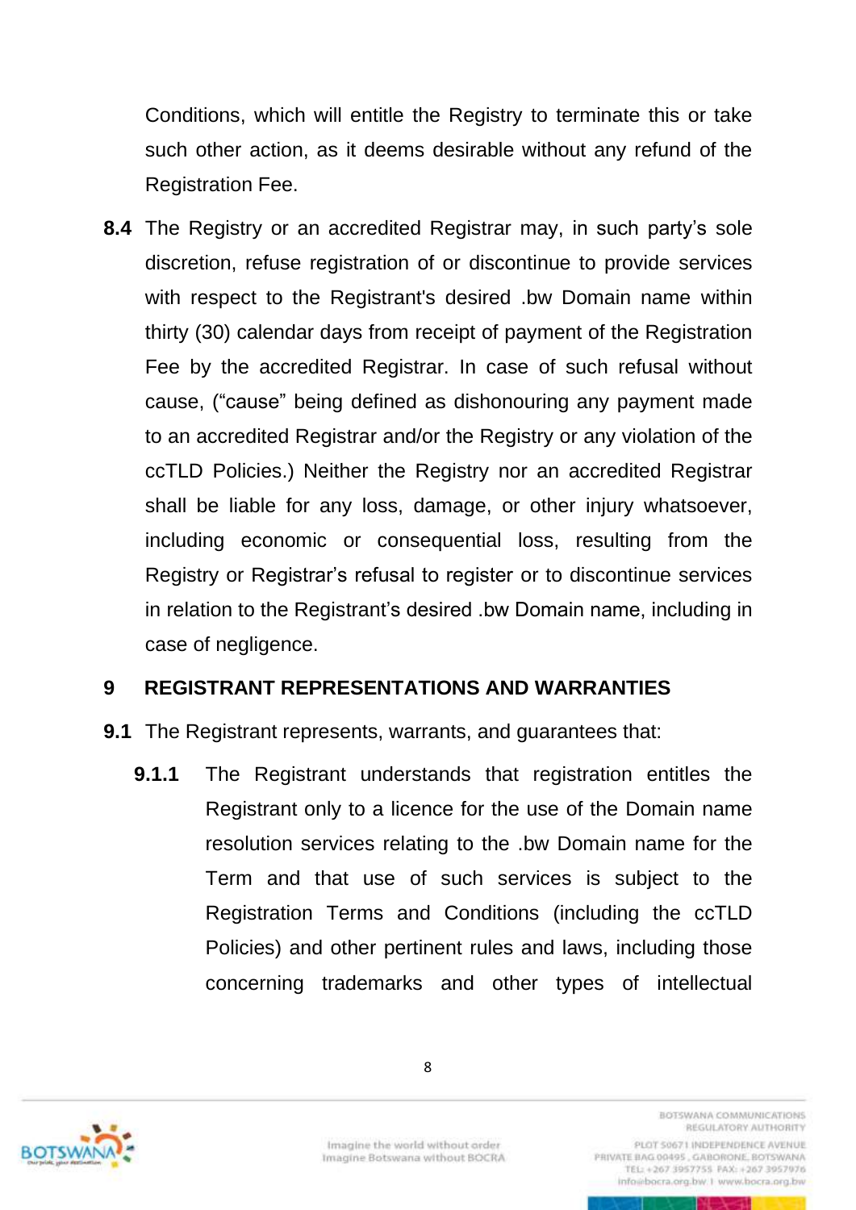Conditions, which will entitle the Registry to terminate this or take such other action, as it deems desirable without any refund of the Registration Fee.

**8.4** The Registry or an accredited Registrar may, in such party's sole discretion, refuse registration of or discontinue to provide services with respect to the Registrant's desired .bw Domain name within thirty (30) calendar days from receipt of payment of the Registration Fee by the accredited Registrar. In case of such refusal without cause, ("cause" being defined as dishonouring any payment made to an accredited Registrar and/or the Registry or any violation of the ccTLD Policies.) Neither the Registry nor an accredited Registrar shall be liable for any loss, damage, or other injury whatsoever, including economic or consequential loss, resulting from the Registry or Registrar's refusal to register or to discontinue services in relation to the Registrant's desired .bw Domain name, including in case of negligence.

## 9 REGISTRANT REPRESENTATIONS AND WARRANTIES

**9.1** The Registrant represents, warrants, and guarantees that:

**9.1.1** The Registrant understands that registration entitles the Registrant only to a licence for the use of the Domain name resolution services relating to the .bw Domain name for the Term and that use of such services is subject to the Registration Terms and Conditions (including the ccTLD Policies) and other pertinent rules and laws, including those concerning trademarks and other types of intellectual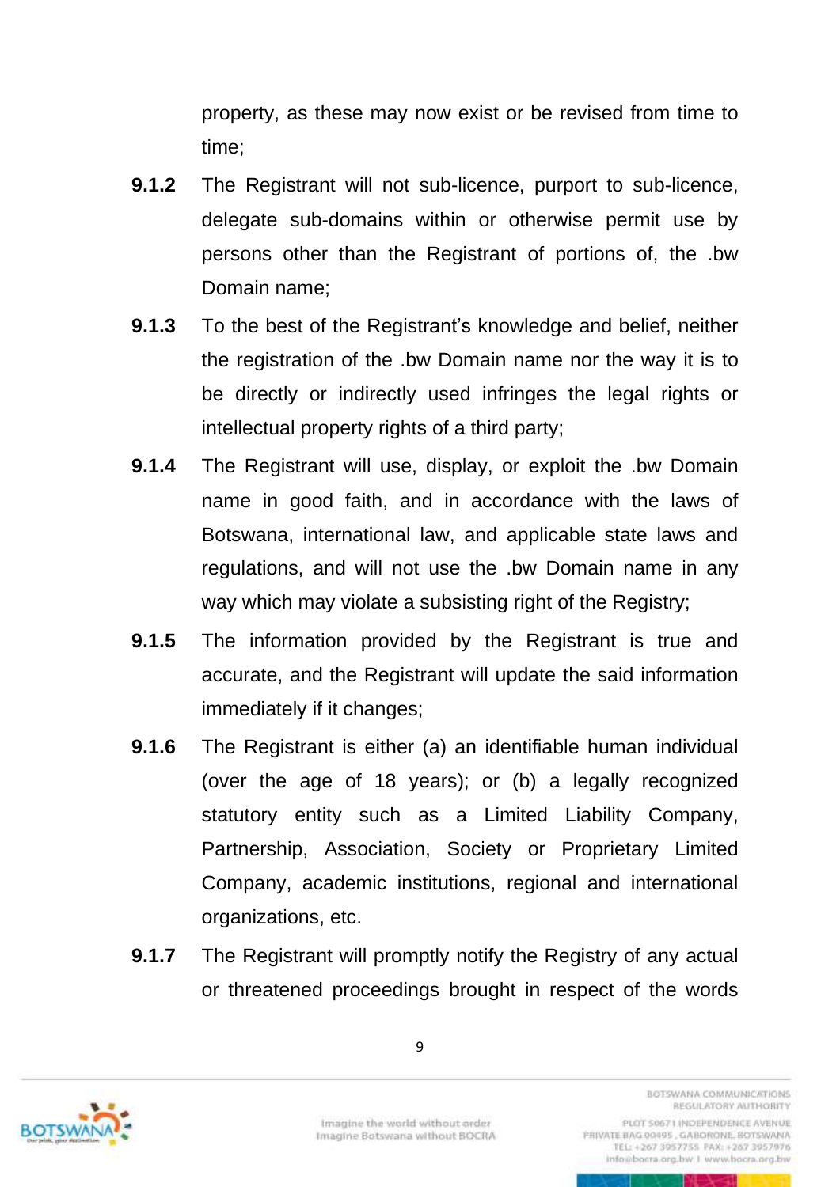property, as these may now exist or be revised from time to time;

**9.1.2** The Registrant will not sub-licence, purport to sub-licence, delegate sub-domains within or otherwise permit use by persons other than the Registrant of portions of, the .bw Domain name;

**9.1.3** To the best of the Registrant's knowledge and belief, neither the registration of the .bw Domain name nor the way it is to be directly or indirectly used infringes the legal rights or intellectual property rights of a third party;

**9.1.4** The Registrant will use, display, or exploit the .bw Domain name in good faith, and in accordance with the laws of Botswana, international law, and applicable state laws and regulations, and will not use the .bw Domain name in any way which may violate a subsisting right of the Registry;

**9.1.5** The information provided by the Registrant is true and accurate, and the Registrant will update the said information immediately if it changes;

**9.1.6** The Registrant is either (a) an identifiable human individual (over the age of 18 years); or (b) a legally recognized statutory entity such as a Limited Liability Company, Partnership, Association, Society or Proprietary Limited Company, academic institutions, regional and international organizations, etc.

**9.1.7** The Registrant will promptly notify the Registry of any actual or threatened proceedings brought in respect of the words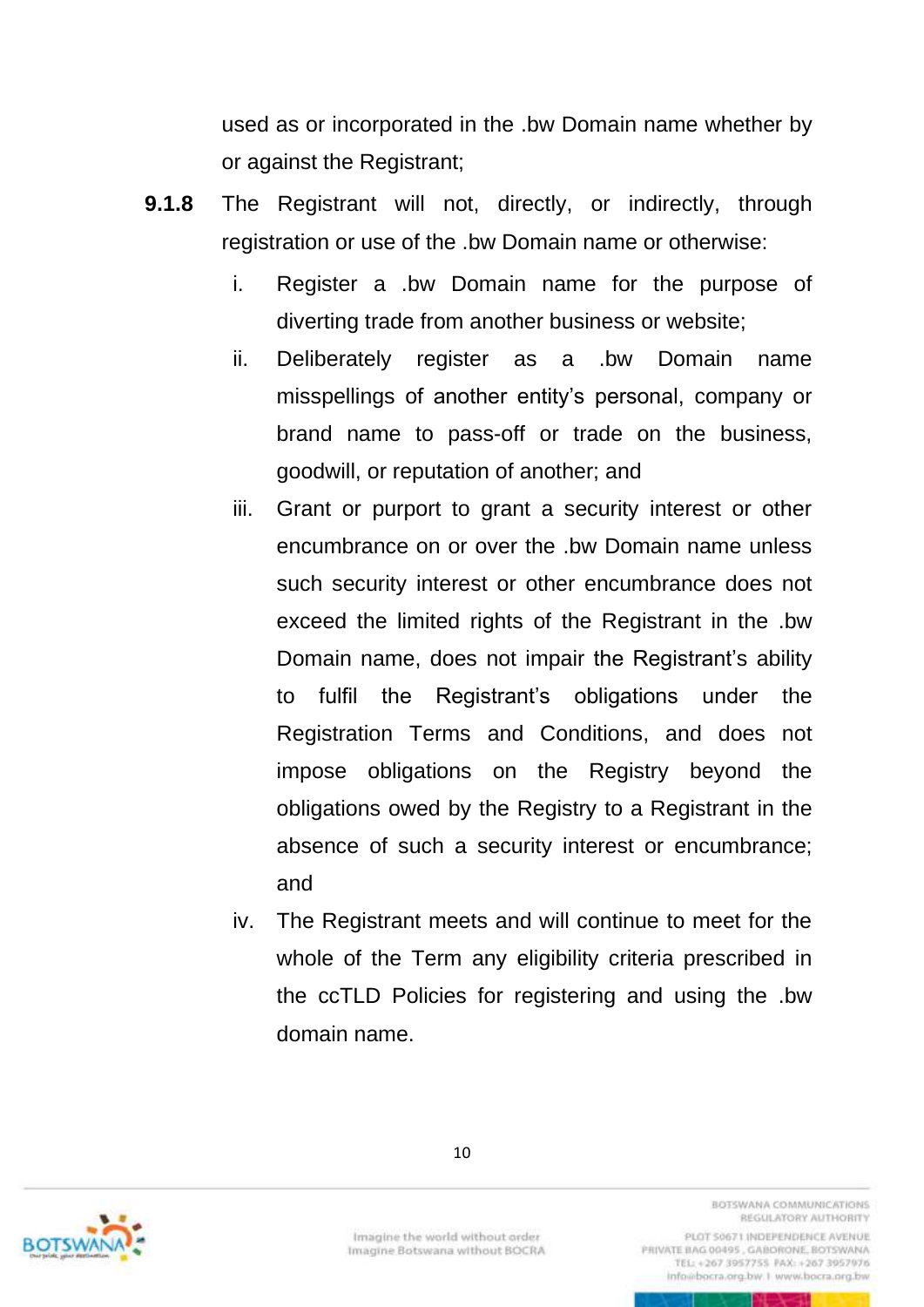used as or incorporated in the .bw Domain name whether by or against the Registrant;

**9.1.8** The Registrant will not, directly, or indirectly, through registration or use of the .bw Domain name or otherwise:

i. Register a .bw Domain name for the purpose of diverting trade from another business or website;

ii. Deliberately register as a .bw Domain name misspellings of another entity's personal, company or brand name to pass-off or trade on the business, goodwill, or reputation of another; and

iii. Grant or purport to grant a security interest or other encumbrance on or over the .bw Domain name unless such security interest or other encumbrance does not exceed the limited rights of the Registrant in the .bw Domain name, does not impair the Registrant's ability to fulfil the Registrant's obligations under the Registration Terms and Conditions, and does not impose obligations on the Registry beyond the obligations owed by the Registry to a Registrant in the absence of such a security interest or encumbrance; and

iv. The Registrant meets and will continue to meet for the whole of the Term any eligibility criteria prescribed in the ccTLD Policies for registering and using the .bw domain name.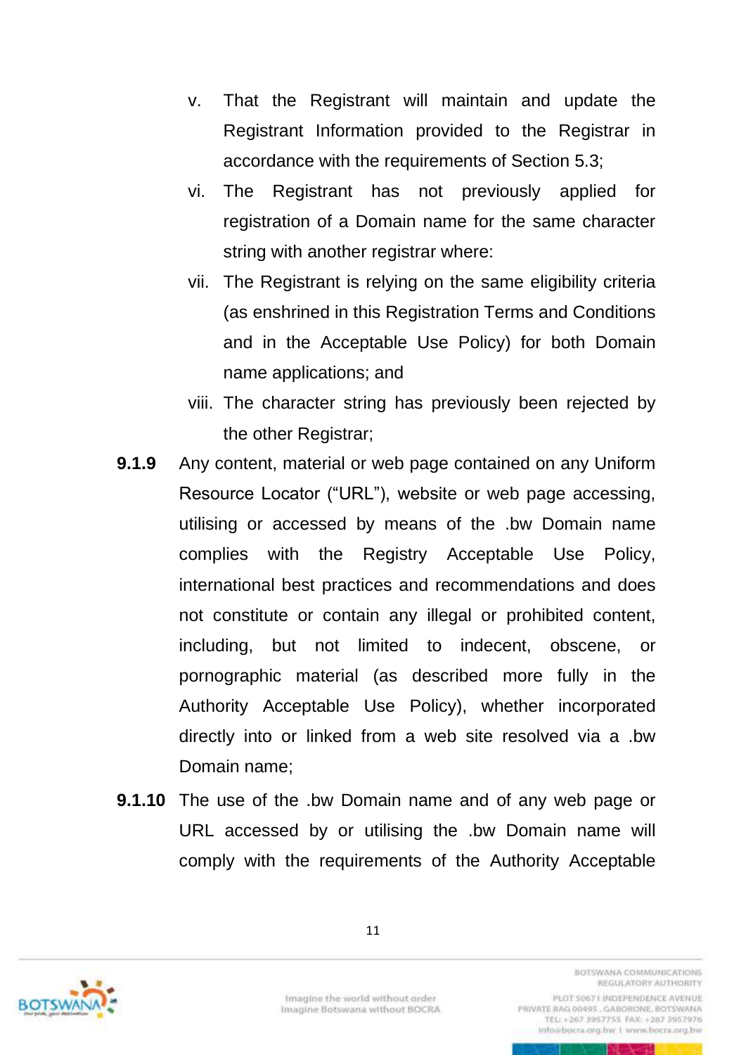v. That the Registrant will maintain and update the Registrant Information provided to the Registrar in accordance with the requirements of Section 5.3;

vi. The Registrant has not previously applied for registration of a Domain name for the same character string with another registrar where:

vii. The Registrant is relying on the same eligibility criteria (as enshrined in this Registration Terms and Conditions and in the Acceptable Use Policy) for both Domain name applications; and

viii. The character string has previously been rejected by the other Registrar;

**9.1.9** Any content, material or web page contained on any Uniform Resource Locator ("URL"), website or web page accessing, utilising or accessed by means of the .bw Domain name complies with the Registry Acceptable Use Policy, international best practices and recommendations and does not constitute or contain any illegal or prohibited content, including, but not limited to indecent, obscene, or pornographic material (as described more fully in the Authority Acceptable Use Policy), whether incorporated directly into or linked from a web site resolved via a .bw Domain name;

**9.1.10** The use of the .bw Domain name and of any web page or URL accessed by or utilising the .bw Domain name will comply with the requirements of the Authority Acceptable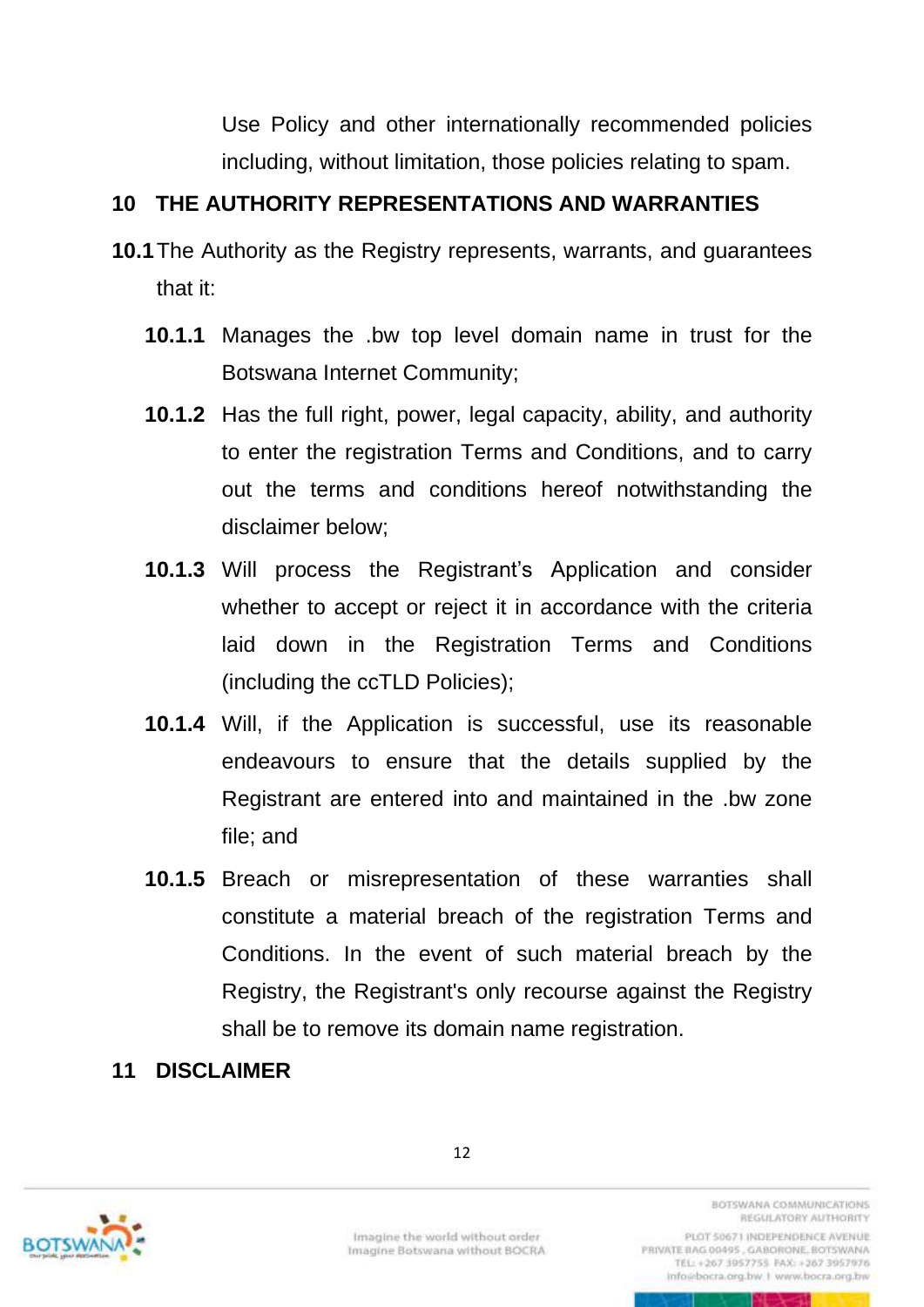Use Policy and other internationally recommended policies including, without limitation, those policies relating to spam.

## 10 THE AUTHORITY REPRESENTATIONS AND WARRANTIES

**10.1** The Authority as the Registry represents, warrants, and guarantees that it:

**10.1.1** Manages the .bw top level domain name in trust for the Botswana Internet Community;

**10.1.2** Has the full right, power, legal capacity, ability, and authority to enter the registration Terms and Conditions, and to carry out the terms and conditions hereof notwithstanding the disclaimer below;

**10.1.3** Will process the Registrant's Application and consider whether to accept or reject it in accordance with the criteria laid down in the Registration Terms and Conditions (including the ccTLD Policies);

**10.1.4** Will, if the Application is successful, use its reasonable endeavours to ensure that the details supplied by the Registrant are entered into and maintained in the .bw zone file; and

**10.1.5** Breach or misrepresentation of these warranties shall constitute a material breach of the registration Terms and Conditions. In the event of such material breach by the Registry, the Registrant's only recourse against the Registry shall be to remove its domain name registration.

## 11 DISCLAIMER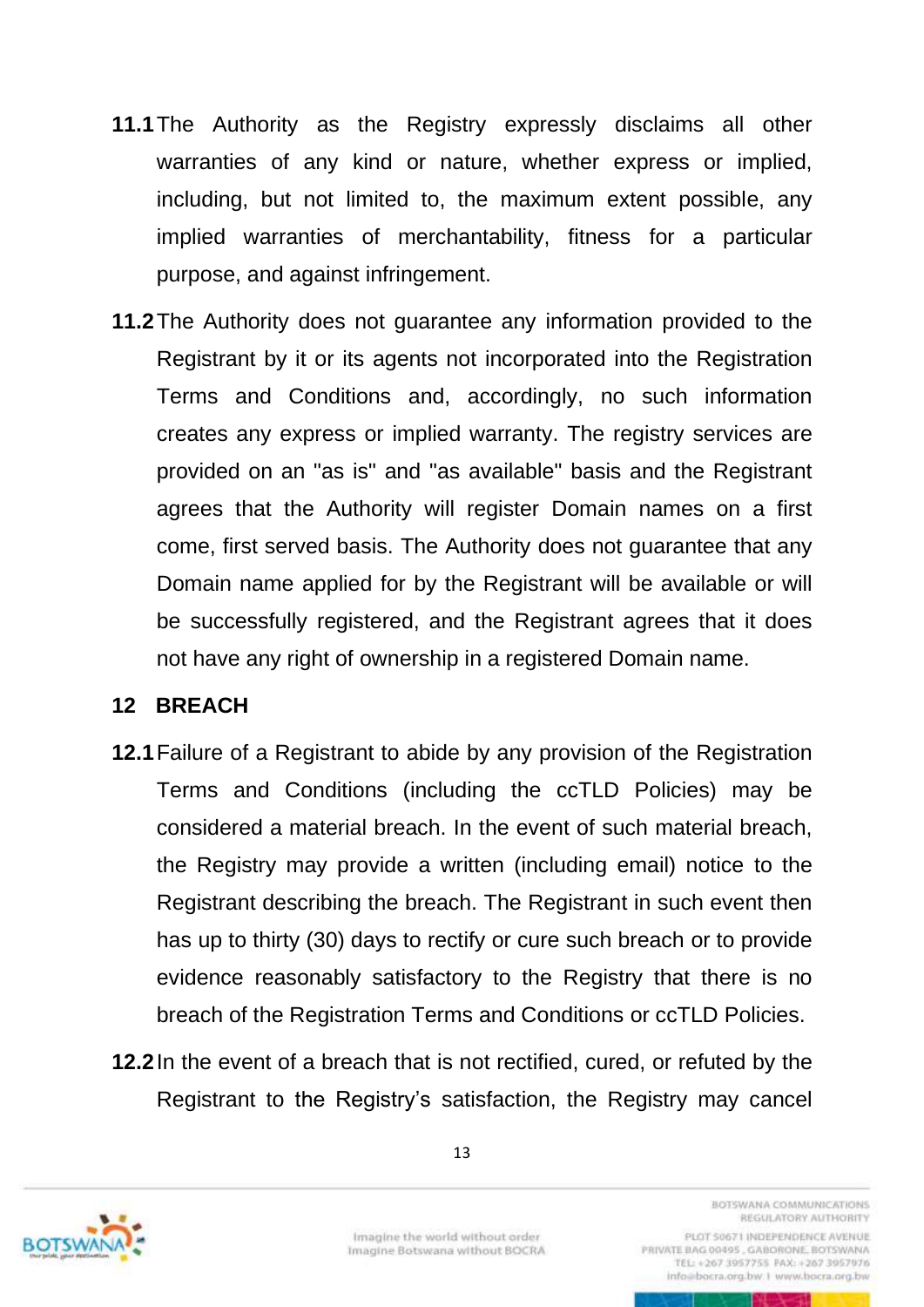**11.1** The Authority as the Registry expressly disclaims all other warranties of any kind or nature, whether express or implied, including, but not limited to, the maximum extent possible, any implied warranties of merchantability, fitness for a particular purpose, and against infringement.

**11.2** The Authority does not guarantee any information provided to the Registrant by it or its agents not incorporated into the Registration Terms and Conditions and, accordingly, no such information creates any express or implied warranty. The registry services are provided on an "as is" and "as available" basis and the Registrant agrees that the Authority will register Domain names on a first come, first served basis. The Authority does not guarantee that any Domain name applied for by the Registrant will be available or will be successfully registered, and the Registrant agrees that it does not have any right of ownership in a registered Domain name.

## 12 BREACH

**12.1** Failure of a Registrant to abide by any provision of the Registration Terms and Conditions (including the ccTLD Policies) may be considered a material breach. In the event of such material breach, the Registry may provide a written (including email) notice to the Registrant describing the breach. The Registrant in such event then has up to thirty (30) days to rectify or cure such breach or to provide evidence reasonably satisfactory to the Registry that there is no breach of the Registration Terms and Conditions or ccTLD Policies.

**12.2** In the event of a breach that is not rectified, cured, or refuted by the Registrant to the Registry's satisfaction, the Registry may cancel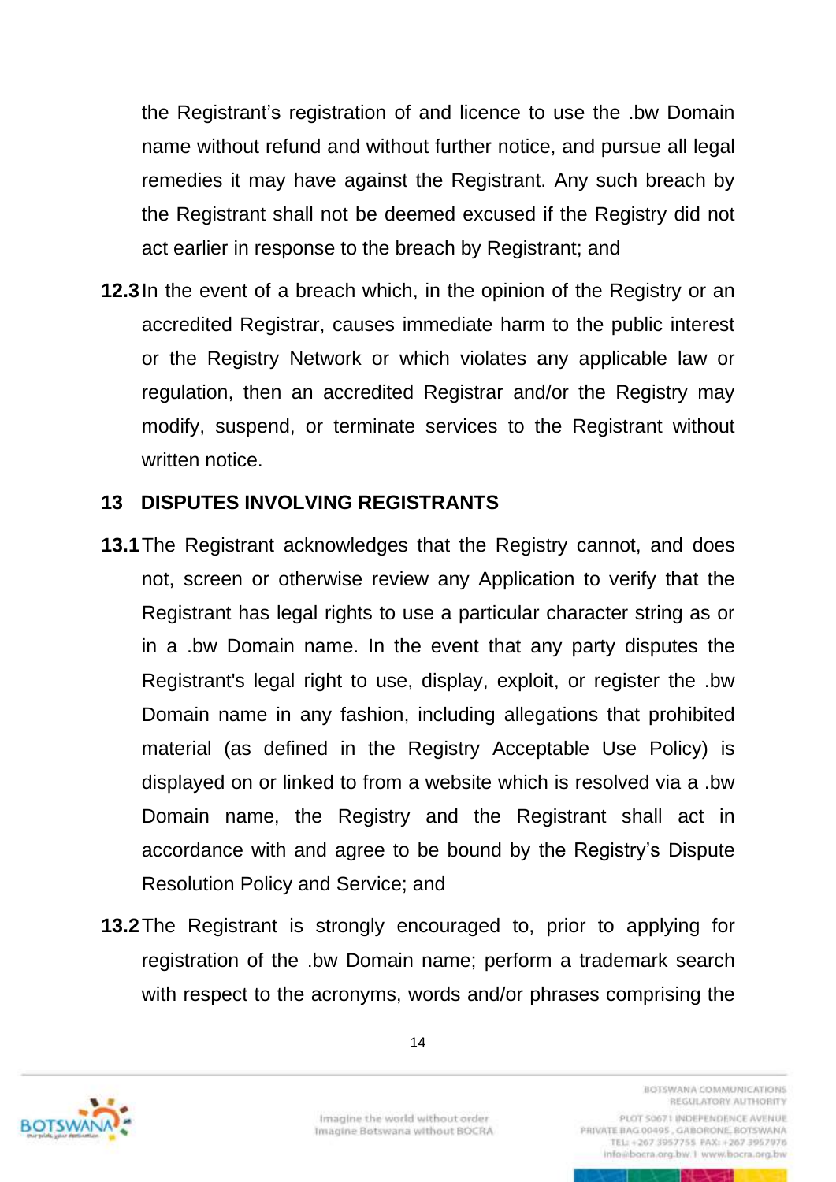the Registrant's registration of and licence to use the .bw Domain name without refund and without further notice, and pursue all legal remedies it may have against the Registrant. Any such breach by the Registrant shall not be deemed excused if the Registry did not act earlier in response to the breach by Registrant; and

**12.3** In the event of a breach which, in the opinion of the Registry or an accredited Registrar, causes immediate harm to the public interest or the Registry Network or which violates any applicable law or regulation, then an accredited Registrar and/or the Registry may modify, suspend, or terminate services to the Registrant without written notice.

## 13 DISPUTES INVOLVING REGISTRANTS

**13.1** The Registrant acknowledges that the Registry cannot, and does not, screen or otherwise review any Application to verify that the Registrant has legal rights to use a particular character string as or in a .bw Domain name. In the event that any party disputes the Registrant's legal right to use, display, exploit, or register the .bw Domain name in any fashion, including allegations that prohibited material (as defined in the Registry Acceptable Use Policy) is displayed on or linked to from a website which is resolved via a .bw Domain name, the Registry and the Registrant shall act in accordance with and agree to be bound by the Registry's Dispute Resolution Policy and Service; and

**13.2** The Registrant is strongly encouraged to, prior to applying for registration of the .bw Domain name; perform a trademark search with respect to the acronyms, words and/or phrases comprising the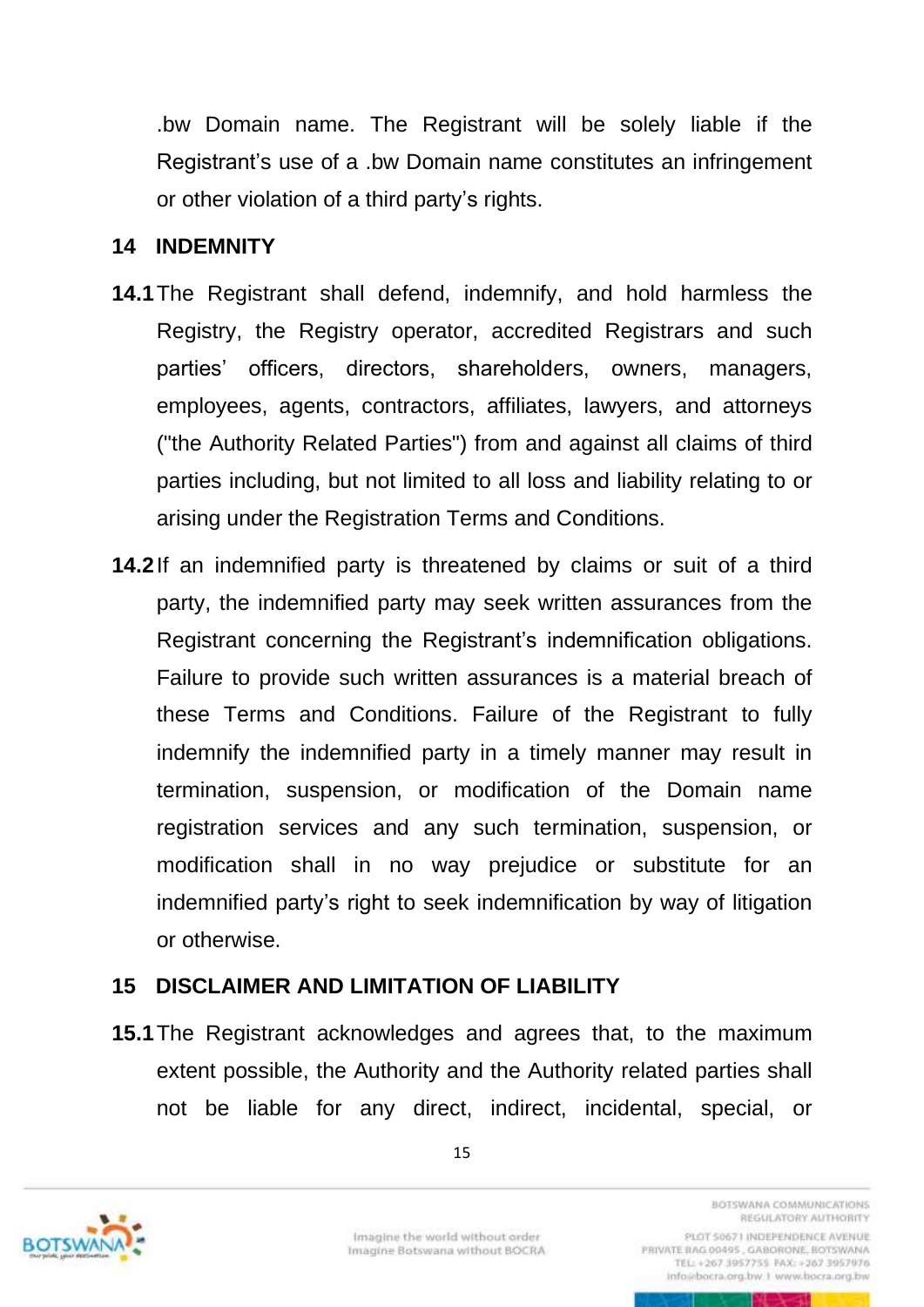.bw Domain name. The Registrant will be solely liable if the Registrant's use of a .bw Domain name constitutes an infringement or other violation of a third party's rights.

## 14 INDEMNITY

**14.1** The Registrant shall defend, indemnify, and hold harmless the Registry, the Registry operator, accredited Registrars and such parties' officers, directors, shareholders, owners, managers, employees, agents, contractors, affiliates, lawyers, and attorneys ("the Authority Related Parties") from and against all claims of third parties including, but not limited to all loss and liability relating to or arising under the Registration Terms and Conditions.

**14.2** If an indemnified party is threatened by claims or suit of a third party, the indemnified party may seek written assurances from the Registrant concerning the Registrant's indemnification obligations. Failure to provide such written assurances is a material breach of these Terms and Conditions. Failure of the Registrant to fully indemnify the indemnified party in a timely manner may result in termination, suspension, or modification of the Domain name registration services and any such termination, suspension, or modification shall in no way prejudice or substitute for an indemnified party's right to seek indemnification by way of litigation or otherwise.

## 15 DISCLAIMER AND LIMITATION OF LIABILITY

**15.1** The Registrant acknowledges and agrees that, to the maximum extent possible, the Authority and the Authority related parties shall not be liable for any direct, indirect, incidental, special, or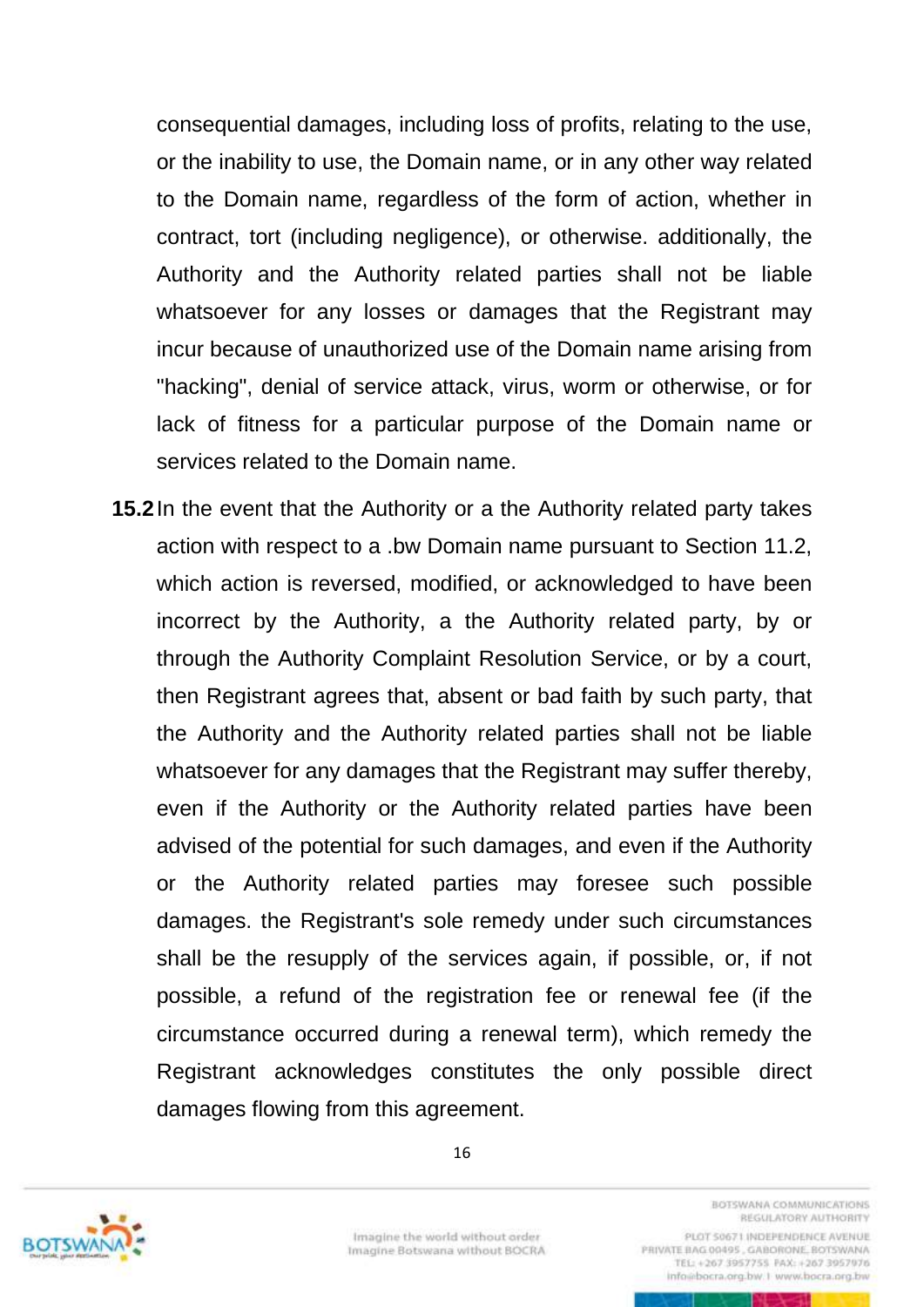consequential damages, including loss of profits, relating to the use, or the inability to use, the Domain name, or in any other way related to the Domain name, regardless of the form of action, whether in contract, tort (including negligence), or otherwise. additionally, the Authority and the Authority related parties shall not be liable whatsoever for any losses or damages that the Registrant may incur because of unauthorized use of the Domain name arising from "hacking", denial of service attack, virus, worm or otherwise, or for lack of fitness for a particular purpose of the Domain name or services related to the Domain name.

**15.2** In the event that the Authority or a the Authority related party takes action with respect to a .bw Domain name pursuant to Section 11.2, which action is reversed, modified, or acknowledged to have been incorrect by the Authority, a the Authority related party, by or through the Authority Complaint Resolution Service, or by a court, then Registrant agrees that, absent or bad faith by such party, that the Authority and the Authority related parties shall not be liable whatsoever for any damages that the Registrant may suffer thereby, even if the Authority or the Authority related parties have been advised of the potential for such damages, and even if the Authority or the Authority related parties may foresee such possible damages. the Registrant's sole remedy under such circumstances shall be the resupply of the services again, if possible, or, if not possible, a refund of the registration fee or renewal fee (if the circumstance occurred during a renewal term), which remedy the Registrant acknowledges constitutes the only possible direct damages flowing from this agreement.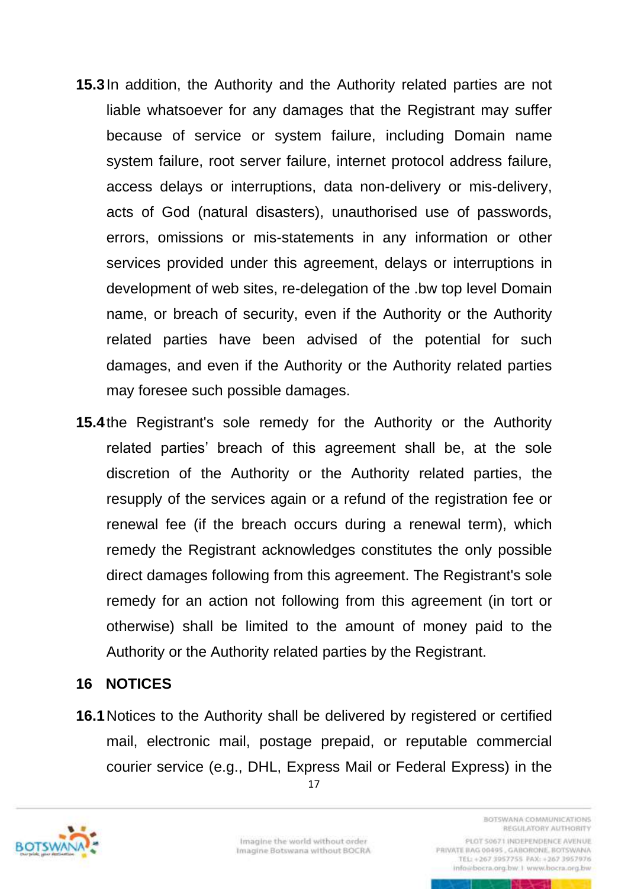**15.3** In addition, the Authority and the Authority related parties are not liable whatsoever for any damages that the Registrant may suffer because of service or system failure, including Domain name system failure, root server failure, internet protocol address failure, access delays or interruptions, data non-delivery or mis-delivery, acts of God (natural disasters), unauthorised use of passwords, errors, omissions or mis-statements in any information or other services provided under this agreement, delays or interruptions in development of web sites, re-delegation of the .bw top level Domain name, or breach of security, even if the Authority or the Authority related parties have been advised of the potential for such damages, and even if the Authority or the Authority related parties may foresee such possible damages.

**15.4** the Registrant's sole remedy for the Authority or the Authority related parties' breach of this agreement shall be, at the sole discretion of the Authority or the Authority related parties, the resupply of the services again or a refund of the registration fee or renewal fee (if the breach occurs during a renewal term), which remedy the Registrant acknowledges constitutes the only possible direct damages following from this agreement. The Registrant's sole remedy for an action not following from this agreement (in tort or otherwise) shall be limited to the amount of money paid to the Authority or the Authority related parties by the Registrant.

## 16 NOTICES

**16.1** Notices to the Authority shall be delivered by registered or certified mail, electronic mail, postage prepaid, or reputable commercial courier service (e.g., DHL, Express Mail or Federal Express) in the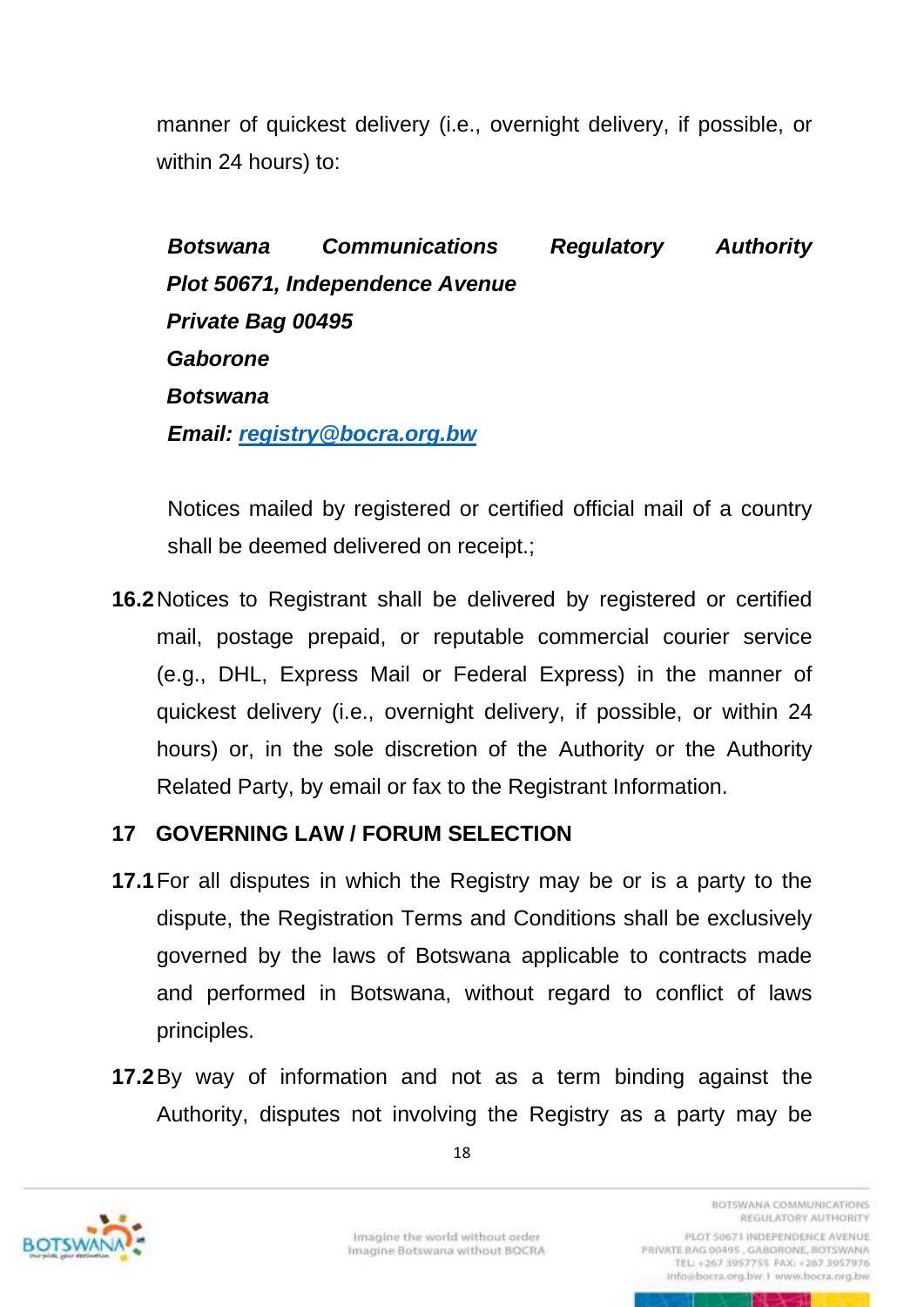manner of quickest delivery (i.e., overnight delivery, if possible, or within 24 hours) to:

***Botswana Communications Regulatory Authority***
***Plot 50671, Independence Avenue***
***Private Bag 00495***
***Gaborone***
***Botswana***
***Email: registry@bocra.org.bw***

Notices mailed by registered or certified official mail of a country shall be deemed delivered on receipt.;

**16.2** Notices to Registrant shall be delivered by registered or certified mail, postage prepaid, or reputable commercial courier service (e.g., DHL, Express Mail or Federal Express) in the manner of quickest delivery (i.e., overnight delivery, if possible, or within 24 hours) or, in the sole discretion of the Authority or the Authority Related Party, by email or fax to the Registrant Information.

## 17 GOVERNING LAW / FORUM SELECTION

**17.1** For all disputes in which the Registry may be or is a party to the dispute, the Registration Terms and Conditions shall be exclusively governed by the laws of Botswana applicable to contracts made and performed in Botswana, without regard to conflict of laws principles.

**17.2** By way of information and not as a term binding against the Authority, disputes not involving the Registry as a party may be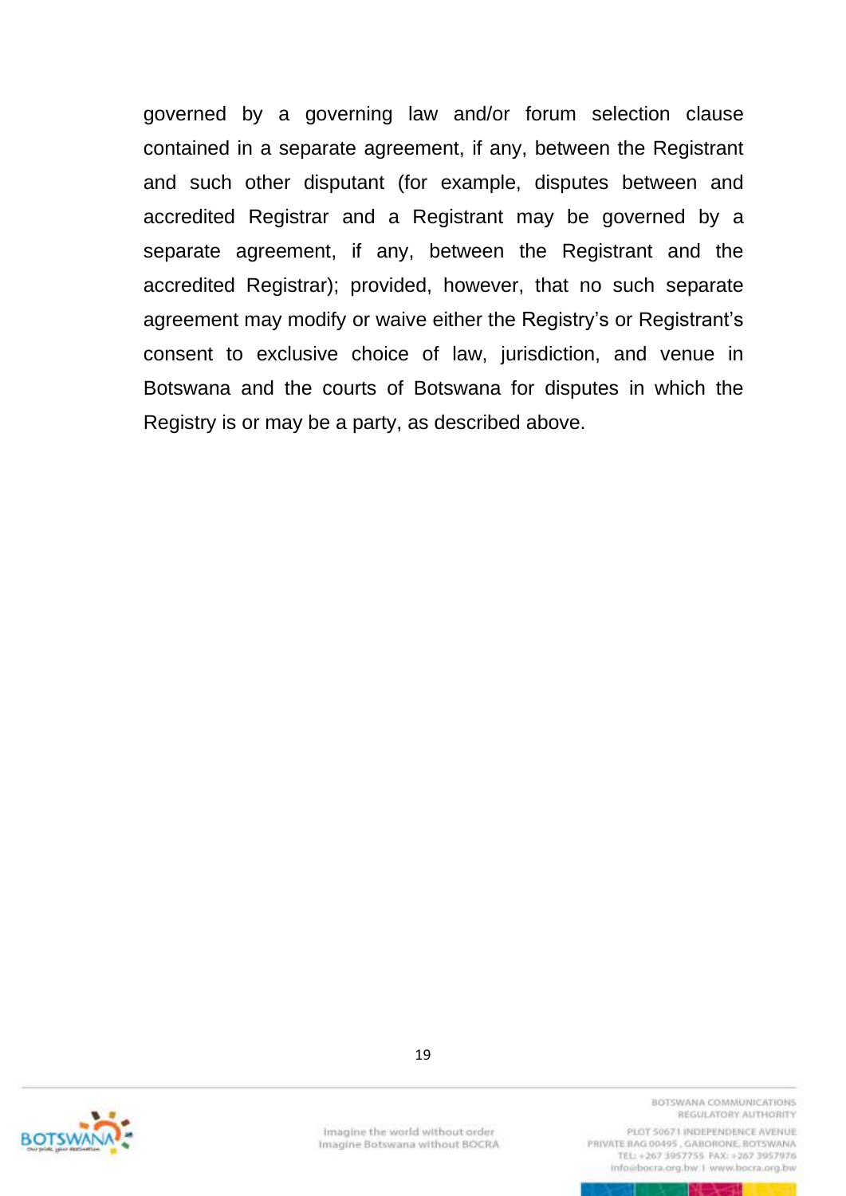governed by a governing law and/or forum selection clause contained in a separate agreement, if any, between the Registrant and such other disputant (for example, disputes between and accredited Registrar and a Registrant may be governed by a separate agreement, if any, between the Registrant and the accredited Registrar); provided, however, that no such separate agreement may modify or waive either the Registry's or Registrant's consent to exclusive choice of law, jurisdiction, and venue in Botswana and the courts of Botswana for disputes in which the Registry is or may be a party, as described above.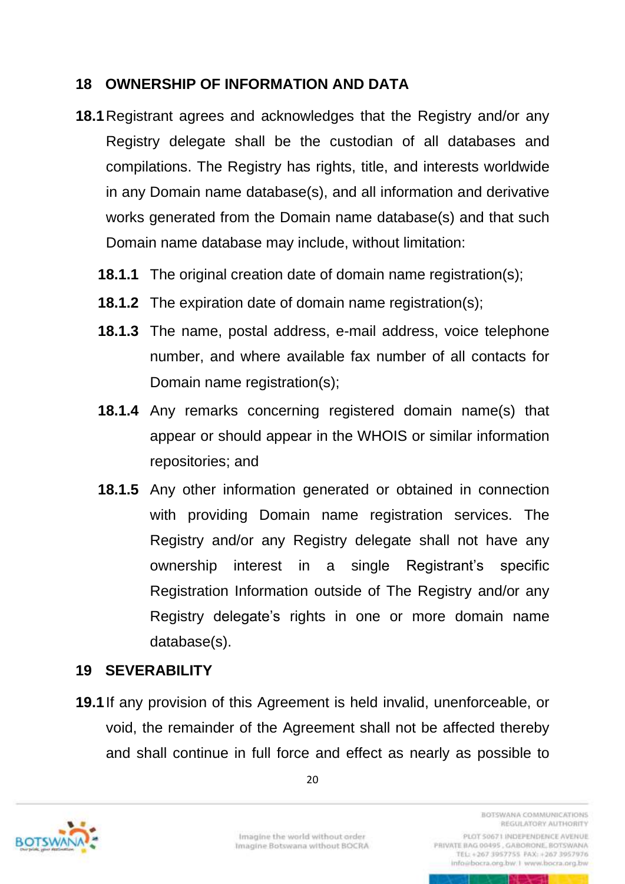## 18 OWNERSHIP OF INFORMATION AND DATA

**18.1** Registrant agrees and acknowledges that the Registry and/or any Registry delegate shall be the custodian of all databases and compilations. The Registry has rights, title, and interests worldwide in any Domain name database(s), and all information and derivative works generated from the Domain name database(s) and that such Domain name database may include, without limitation:

- **18.1.1** The original creation date of domain name registration(s);
- **18.1.2** The expiration date of domain name registration(s);
- **18.1.3** The name, postal address, e-mail address, voice telephone number, and where available fax number of all contacts for Domain name registration(s);
- **18.1.4** Any remarks concerning registered domain name(s) that appear or should appear in the WHOIS or similar information repositories; and
- **18.1.5** Any other information generated or obtained in connection with providing Domain name registration services. The Registry and/or any Registry delegate shall not have any ownership interest in a single Registrant's specific Registration Information outside of The Registry and/or any Registry delegate's rights in one or more domain name database(s).

## 19 SEVERABILITY

**19.1** If any provision of this Agreement is held invalid, unenforceable, or void, the remainder of the Agreement shall not be affected thereby and shall continue in full force and effect as nearly as possible to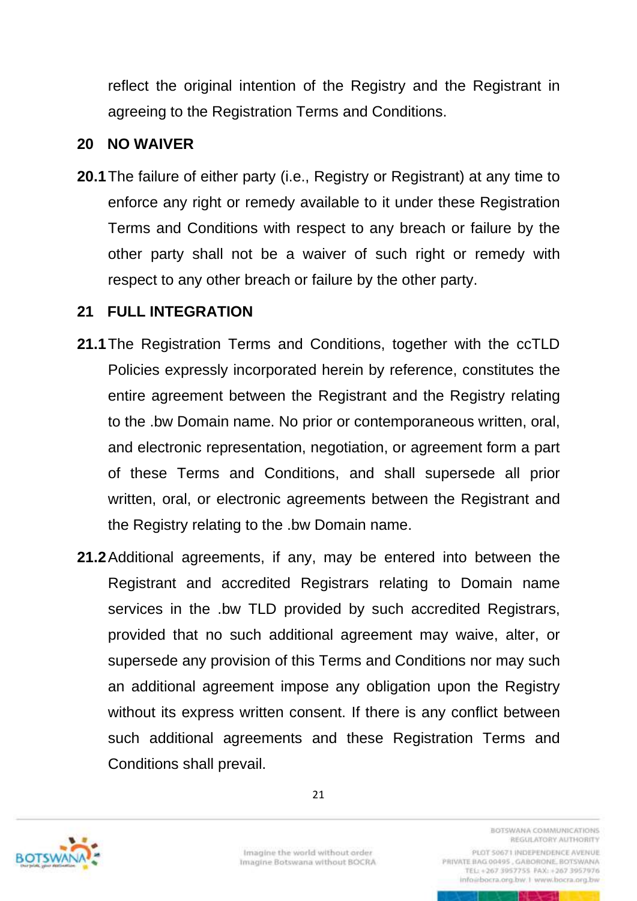reflect the original intention of the Registry and the Registrant in agreeing to the Registration Terms and Conditions.

## 20 NO WAIVER

**20.1** The failure of either party (i.e., Registry or Registrant) at any time to enforce any right or remedy available to it under these Registration Terms and Conditions with respect to any breach or failure by the other party shall not be a waiver of such right or remedy with respect to any other breach or failure by the other party.

## 21 FULL INTEGRATION

**21.1** The Registration Terms and Conditions, together with the ccTLD Policies expressly incorporated herein by reference, constitutes the entire agreement between the Registrant and the Registry relating to the .bw Domain name. No prior or contemporaneous written, oral, and electronic representation, negotiation, or agreement form a part of these Terms and Conditions, and shall supersede all prior written, oral, or electronic agreements between the Registrant and the Registry relating to the .bw Domain name.

**21.2** Additional agreements, if any, may be entered into between the Registrant and accredited Registrars relating to Domain name services in the .bw TLD provided by such accredited Registrars, provided that no such additional agreement may waive, alter, or supersede any provision of this Terms and Conditions nor may such an additional agreement impose any obligation upon the Registry without its express written consent. If there is any conflict between such additional agreements and these Registration Terms and Conditions shall prevail.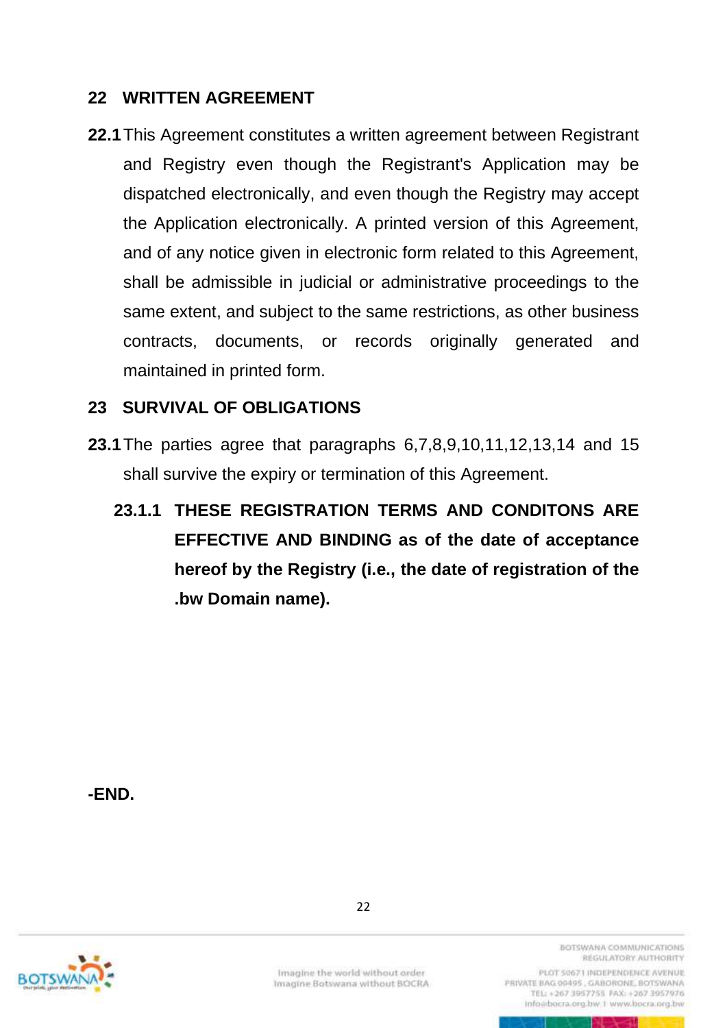## 22 WRITTEN AGREEMENT

**22.1** This Agreement constitutes a written agreement between Registrant and Registry even though the Registrant's Application may be dispatched electronically, and even though the Registry may accept the Application electronically. A printed version of this Agreement, and of any notice given in electronic form related to this Agreement, shall be admissible in judicial or administrative proceedings to the same extent, and subject to the same restrictions, as other business contracts, documents, or records originally generated and maintained in printed form.

## 23 SURVIVAL OF OBLIGATIONS

**23.1** The parties agree that paragraphs 6,7,8,9,10,11,12,13,14 and 15 shall survive the expiry or termination of this Agreement.

**23.1.1 THESE REGISTRATION TERMS AND CONDITONS ARE EFFECTIVE AND BINDING as of the date of acceptance hereof by the Registry (i.e., the date of registration of the .bw Domain name).**

**-END.**